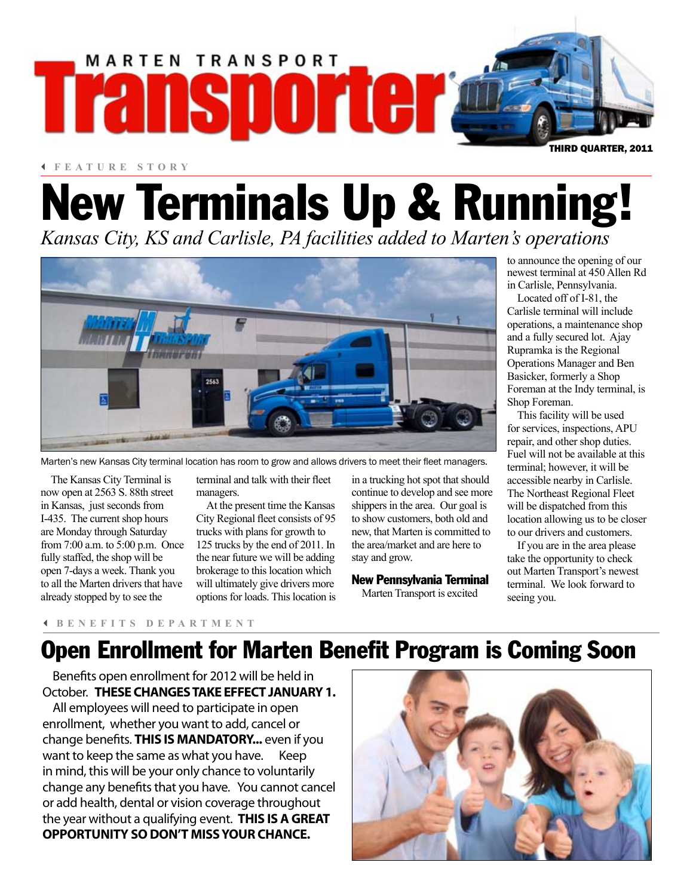# MARTEN TRANSPORT Transporter

THIRD QUARTER, 2011

FEATURE STORY

# New Terminals Up & Running!

*Kansas City, KS and Carlisle, PA facilities added to Marten's operations*

Marten's new Kansas City terminal location has room to grow and allows drivers to meet their fleet managers.

The Kansas City Terminal is now open at 2563 S. 88th street in Kansas, just seconds from I-435. The current shop hours are Monday through Saturday from 7:00 a.m. to 5:00 p.m. Once fully staffed, the shop will be open 7-days a week. Thank you to all the Marten drivers that have already stopped by to see the terminal and talk with their fleet managers.

At the present time the Kansas City Regional fleet consists of 95 trucks with plans for growth to 125 trucks by the end of 2011. In the near future we will be adding brokerage to this location which will ultimately give drivers more options for loads. This location is in a trucking hot spot that should continue to develop and see more shippers in the area. Our goal is to show customers, both old and new, that Marten is committed to the area/market and are here to stay and grow.

### New Pennsylvania Terminal

Marten Transport is excited to announce the opening of our newest terminal at 450 Allen Rd in Carlisle, Pennsylvania.

Located off of I-81, the Carlisle terminal will include operations, a maintenance shop and a fully secured lot. Ajay Rupramka is the Regional Operations Manager and Ben Basicker, formerly a Shop Foreman at the Indy terminal, is Shop Foreman.

This facility will be used for services, inspections, APU repair, and other shop duties. Fuel will not be available at this terminal; however, it will be accessible nearby in Carlisle. The Northeast Regional Fleet will be dispatched from this location allowing us to be closer to our drivers and customers.

If you are in the area please take the opportunity to check out Marten Transport's newest terminal. We look forward to seeing you.

BENEFITS DEPARTMENT

## Open Enrollment for Marten Benefit Program is Coming Soon

Benefits open enrollment for 2012 will be held in October. **THESE CHANGES TAKE EFFECT JANUARY 1.**

All employees will need to participate in open enrollment, whether you want to add, cancel or change benefits. **THIS IS MANDATORY...** even if you want to keep the same as what you have. Keep in mind, this will be your only chance to voluntarily change any benefits that you have. You cannot cancel or add health, dental or vision coverage throughout the year without a qualifying event. **THIS IS A GREAT OPPORTUNITY SO DON'T MISS YOUR CHANCE.**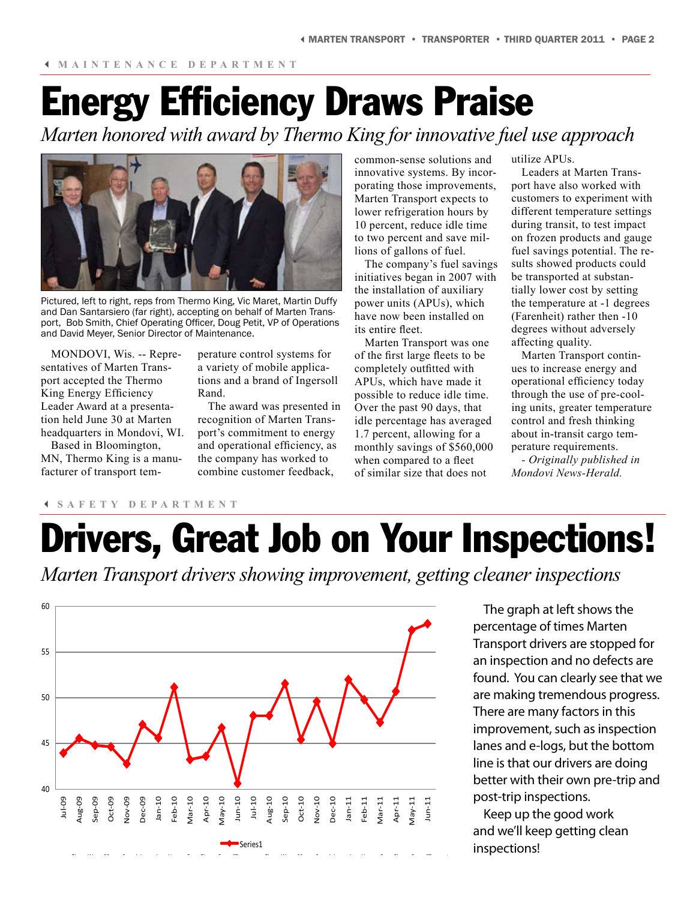MAINTENANCE DEPARTMENT

# Energy Efficiency Draws Praise

*Marten honored with award by Thermo King for innovative fuel use approach*

Pictured, left to right, reps from Thermo King, Vic Maret, Martin Duffy and Dan Santarsiero (far right), accepting on behalf of Marten Transport, Bob Smith, Chief Operating Officer, Doug Petit, VP of Operations and David Meyer, Senior Director of Maintenance.

MONDOVI, Wis. -- Representatives of Marten Transport accepted the Thermo King Energy Efficiency Leader Award at a presentation held June 30 at Marten headquarters in Mondovi, WI.

Based in Bloomington, MN, Thermo King is a manufacturer of transport temperature control systems for a variety of mobile applications and a brand of Ingersoll Rand.

The award was presented in recognition of Marten Transport's commitment to energy and operational efficiency, as the company has worked to combine customer feedback, common-sense solutions and innovative systems. By incorporating those improvements, Marten Transport expects to lower refrigeration hours by 10 percent, reduce idle time to two percent and save millions of gallons of fuel.

The company's fuel savings initiatives began in 2007 with the installation of auxiliary power units (APUs), which have now been installed on its entire fleet.

Marten Transport was one of the first large fleets to be completely outfitted with APUs, which have made it possible to reduce idle time. Over the past 90 days, that idle percentage has averaged 1.7 percent, allowing for a monthly savings of $560,000 when compared to a fleet of similar size that does not utilize APUs.

Leaders at Marten Transport have also worked with customers to experiment with different temperature settings during transit, to test impact on frozen products and gauge fuel savings potential. The results showed products could be transported at substantially lower cost by setting the temperature at -1 degrees (Farenheit) rather then -10 degrees without adversely affecting quality.

Marten Transport continues to increase energy and operational efficiency today through the use of pre-cooling units, greater temperature control and fresh thinking about in-transit cargo temperature requirements.

*- Originally published in Mondovi News-Herald.*

SAFETY DEPARTMENT

# Drivers, Great Job on Your Inspections!

*Marten Transport drivers showing improvement, getting cleaner inspections*

The graph at left shows the percentage of times Marten Transport drivers are stopped for an inspection and no defects are found. You can clearly see that we are making tremendous progress. There are many factors in this improvement, such as inspection lanes and e-logs, but the bottom line is that our drivers are doing better with their own pre-trip and post-trip inspections.

Keep up the good work and we'll keep getting clean inspections!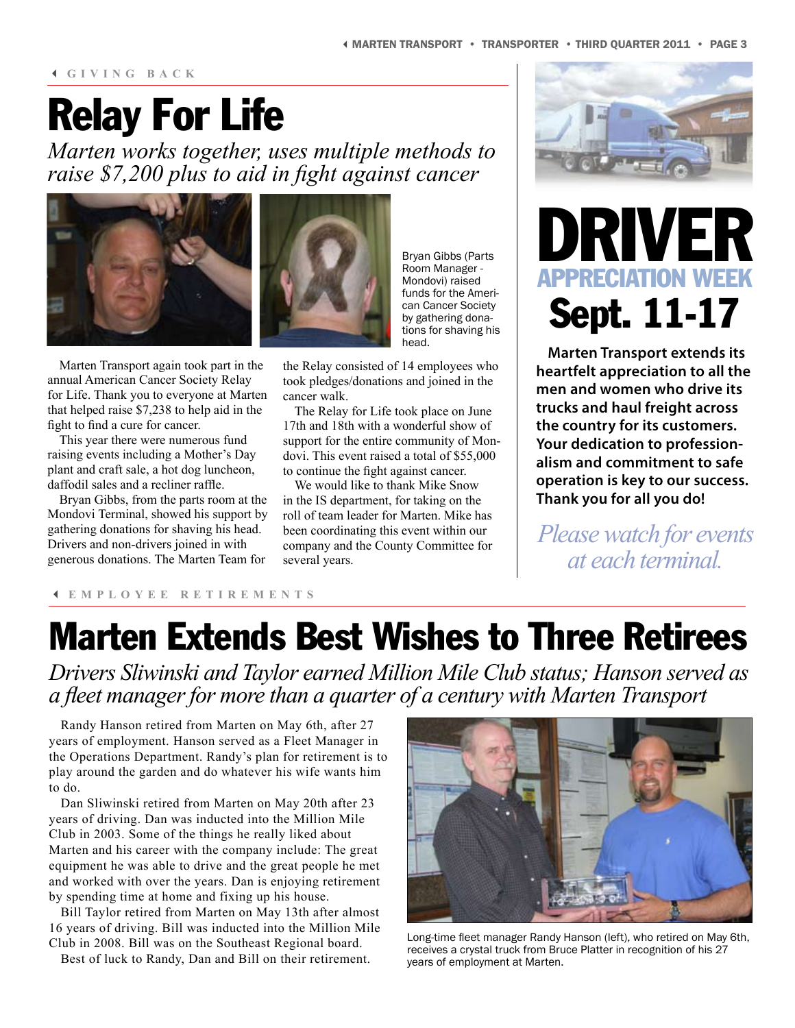GIVING BACK

# Relay For Life

*Marten works together, uses multiple methods to raise $7,200 plus to aid in fight against cancer*

Bryan Gibbs (Parts Room Manager - Mondovi) raised funds for the American Cancer Society by gathering donations for shaving his head.

Marten Transport again took part in the annual American Cancer Society Relay for Life. Thank you to everyone at Marten that helped raise $7,238 to help aid in the fight to find a cure for cancer.

This year there were numerous fund raising events including a Mother's Day plant and craft sale, a hot dog luncheon, daffodil sales and a recliner raffle.

Bryan Gibbs, from the parts room at the Mondovi Terminal, showed his support by gathering donations for shaving his head. Drivers and non-drivers joined in with generous donations. The Marten Team for the Relay consisted of 14 employees who took pledges/donations and joined in the cancer walk.

The Relay for Life took place on June 17th and 18th with a wonderful show of support for the entire community of Mondovi. This event raised a total of $55,000 to continue the fight against cancer.

We would like to thank Mike Snow in the IS department, for taking on the roll of team leader for Marten. Mike has been coordinating this event within our company and the County Committee for several years.

# DRIVER APPRECIATION WEEK Sept. 11-17

**Marten Transport extends its heartfelt appreciation to all the men and women who drive its trucks and haul freight across the country for its customers. Your dedication to professionalism and commitment to safe operation is key to our success. Thank you for all you do!**

*Please watch for events at each terminal.*

EMPLOYEE RETIREMENTS

# Marten Extends Best Wishes to Three Retirees

*Drivers Sliwinski and Taylor earned Million Mile Club status; Hanson served as a fleet manager for more than a quarter of a century with Marten Transport*

Randy Hanson retired from Marten on May 6th, after 27 years of employment. Hanson served as a Fleet Manager in the Operations Department. Randy's plan for retirement is to play around the garden and do whatever his wife wants him to do.

Dan Sliwinski retired from Marten on May 20th after 23 years of driving. Dan was inducted into the Million Mile Club in 2003. Some of the things he really liked about Marten and his career with the company include: The great equipment he was able to drive and the great people he met and worked with over the years. Dan is enjoying retirement by spending time at home and fixing up his house.

Bill Taylor retired from Marten on May 13th after almost 16 years of driving. Bill was inducted into the Million Mile Club in 2008. Bill was on the Southeast Regional board.

Best of luck to Randy, Dan and Bill on their retirement.

Long-time fleet manager Randy Hanson (left), who retired on May 6th, receives a crystal truck from Bruce Platter in recognition of his 27 years of employment at Marten.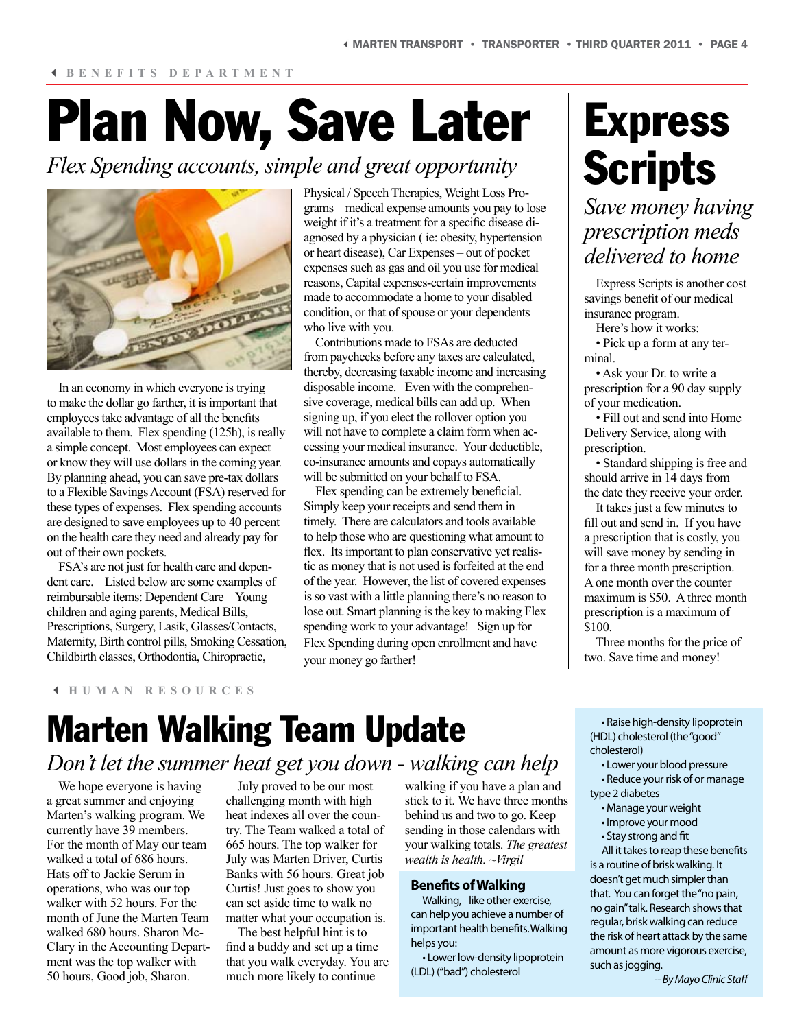BENEFITS DEPARTMENT

# Plan Now, Save Later

*Flex Spending accounts, simple and great opportunity*

In an economy in which everyone is trying to make the dollar go farther, it is important that employees take advantage of all the benefits available to them. Flex spending (125h), is really a simple concept. Most employees can expect or know they will use dollars in the coming year. By planning ahead, you can save pre-tax dollars to a Flexible Savings Account (FSA) reserved for these types of expenses. Flex spending accounts are designed to save employees up to 40 percent on the health care they need and already pay for out of their own pockets.

FSA's are not just for health care and dependent care. Listed below are some examples of reimbursable items: Dependent Care – Young children and aging parents, Medical Bills, Prescriptions, Surgery, Lasik, Glasses/Contacts, Maternity, Birth control pills, Smoking Cessation, Childbirth classes, Orthodontia, Chiropractic, Physical / Speech Therapies, Weight Loss Programs – medical expense amounts you pay to lose weight if it's a treatment for a specific disease diagnosed by a physician ( ie: obesity, hypertension or heart disease), Car Expenses – out of pocket expenses such as gas and oil you use for medical reasons, Capital expenses-certain improvements made to accommodate a home to your disabled condition, or that of spouse or your dependents who live with you.

Contributions made to FSAs are deducted from paychecks before any taxes are calculated, thereby, decreasing taxable income and increasing disposable income. Even with the comprehensive coverage, medical bills can add up. When signing up, if you elect the rollover option you will not have to complete a claim form when accessing your medical insurance. Your deductible, co-insurance amounts and copays automatically will be submitted on your behalf to FSA.

Flex spending can be extremely beneficial. Simply keep your receipts and send them in timely. There are calculators and tools available to help those who are questioning what amount to flex. Its important to plan conservative yet realistic as money that is not used is forfeited at the end of the year. However, the list of covered expenses is so vast with a little planning there's no reason to lose out. Smart planning is the key to making Flex spending work to your advantage! Sign up for Flex Spending during open enrollment and have your money go farther!

# Express Scripts

*Save money having prescription meds delivered to home*

Express Scripts is another cost savings benefit of our medical insurance program.

Here's how it works:

- Pick up a form at any terminal.
- Ask your Dr. to write a prescription for a 90 day supply of your medication.
- Fill out and send into Home Delivery Service, along with prescription.
- Standard shipping is free and should arrive in 14 days from the date they receive your order.

It takes just a few minutes to fill out and send in. If you have a prescription that is costly, you will save money by sending in for a three month prescription. A one month over the counter maximum is $50. A three month prescription is a maximum of $100.

Three months for the price of two. Save time and money!

HUMAN RESOURCES

# Marten Walking Team Update

*Don't let the summer heat get you down - walking can help*

We hope everyone is having a great summer and enjoying Marten's walking program. We currently have 39 members. For the month of May our team walked a total of 686 hours. Hats off to Jackie Serum in operations, who was our top walker with 52 hours. For the month of June the Marten Team walked 680 hours. Sharon McClary in the Accounting Department was the top walker with 50 hours, Good job, Sharon.

July proved to be our most challenging month with high heat indexes all over the country. The Team walked a total of 665 hours. The top walker for July was Marten Driver, Curtis Banks with 56 hours. Great job Curtis! Just goes to show you can set aside time to walk no matter what your occupation is.

The best helpful hint is to find a buddy and set up a time that you walk everyday. You are much more likely to continue walking if you have a plan and stick to it. We have three months behind us and two to go. Keep sending in those calendars with your walking totals. *The greatest wealth is health. ~Virgil*

## Benefits of Walking

Walking, like other exercise, can help you achieve a number of important health benefits. Walking helps you:

- Lower low-density lipoprotein (LDL) ("bad") cholesterol
- Raise high-density lipoprotein (HDL) cholesterol (the "good" cholesterol)
- Lower your blood pressure
- Reduce your risk of or manage type 2 diabetes
- Manage your weight
- Improve your mood
- Stay strong and fit

All it takes to reap these benefits is a routine of brisk walking. It doesn't get much simpler than that. You can forget the "no pain, no gain" talk. Research shows that regular, brisk walking can reduce the risk of heart attack by the same amount as more vigorous exercise, such as jogging.

*-- By Mayo Clinic Staff*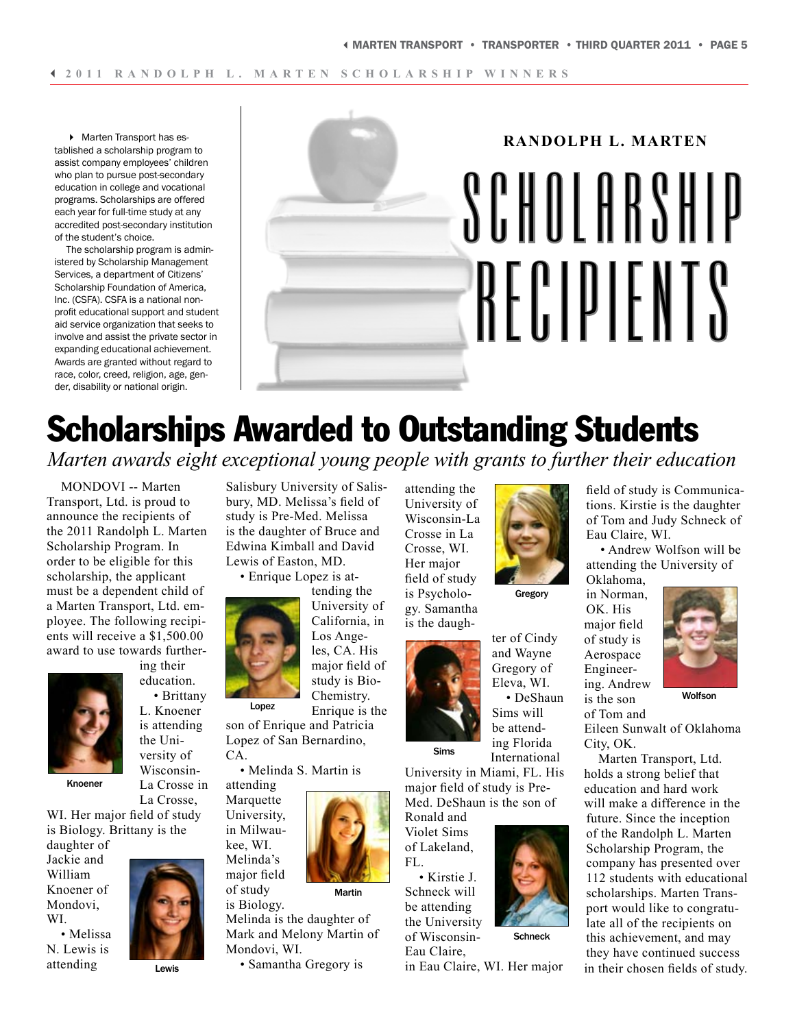2011 RANDOLPH L. MARTEN SCHOLARSHIP WINNERS

Marten Transport has established a scholarship program to assist company employees' children who plan to pursue post-secondary education in college and vocational programs. Scholarships are offered each year for full-time study at any accredited post-secondary institution of the student's choice.

The scholarship program is administered by Scholarship Management Services, a department of Citizens' Scholarship Foundation of America, Inc. (CSFA). CSFA is a national nonprofit educational support and student aid service organization that seeks to involve and assist the private sector in expanding educational achievement. Awards are granted without regard to race, color, creed, religion, age, gender, disability or national origin.

RANDOLPH L. MARTEN

# SCHOLARSHIP RECIPIENTS

# Scholarships Awarded to Outstanding Students

*Marten awards eight exceptional young people with grants to further their education*

MONDOVI -- Marten Transport, Ltd. is proud to announce the recipients of the 2011 Randolph L. Marten Scholarship Program. In order to be eligible for this scholarship, the applicant must be a dependent child of a Marten Transport, Ltd. employee. The following recipients will receive a $1,500.00 award to use towards furthering their education.

Knoener

- Brittany L. Knoener is attending the University of Wisconsin-La Crosse in La Crosse, WI. Her major field of study is Biology. Brittany is the daughter of Jackie and William Knoener of Mondovi, WI.

Lewis

- Melissa N. Lewis is attending Salisbury University of Salisbury, MD. Melissa's field of study is Pre-Med. Melissa is the daughter of Bruce and Edwina Kimball and David Lewis of Easton, MD.

Lopez

- Enrique Lopez is attending the University of California, in Los Angeles, CA. His major field of study is Bio-Chemistry. Enrique is the son of Enrique and Patricia Lopez of San Bernardino, CA.

Martin

- Melinda S. Martin is attending Marquette University, in Milwaukee, WI. Melinda's major field of study is Biology. Melinda is the daughter of Mark and Melony Martin of Mondovi, WI.

Gregory

- Samantha Gregory is attending the University of Wisconsin-La Crosse in La Crosse, WI. Her major field of study is Psychology. Samantha is the daughter of Cindy and Wayne Gregory of Eleva, WI.

Sims

- DeShaun Sims will be attending Florida International University in Miami, FL. His major field of study is Pre-Med. DeShaun is the son of Ronald and Violet Sims of Lakeland, FL.

Schneck

- Kirstie J. Schneck will be attending the University of Wisconsin-Eau Claire, in Eau Claire, WI. Her major field of study is Communications. Kirstie is the daughter of Tom and Judy Schneck of Eau Claire, WI.

Wolfson

- Andrew Wolfson will be attending the University of Oklahoma, in Norman, OK. His major field of study is Aerospace Engineering. Andrew is the son of Tom and Eileen Sunwalt of Oklahoma City, OK.

Marten Transport, Ltd. holds a strong belief that education and hard work will make a difference in the future. Since the inception of the Randolph L. Marten Scholarship Program, the company has presented over 112 students with educational scholarships. Marten Transport would like to congratulate all of the recipients on this achievement, and may they have continued success in their chosen fields of study.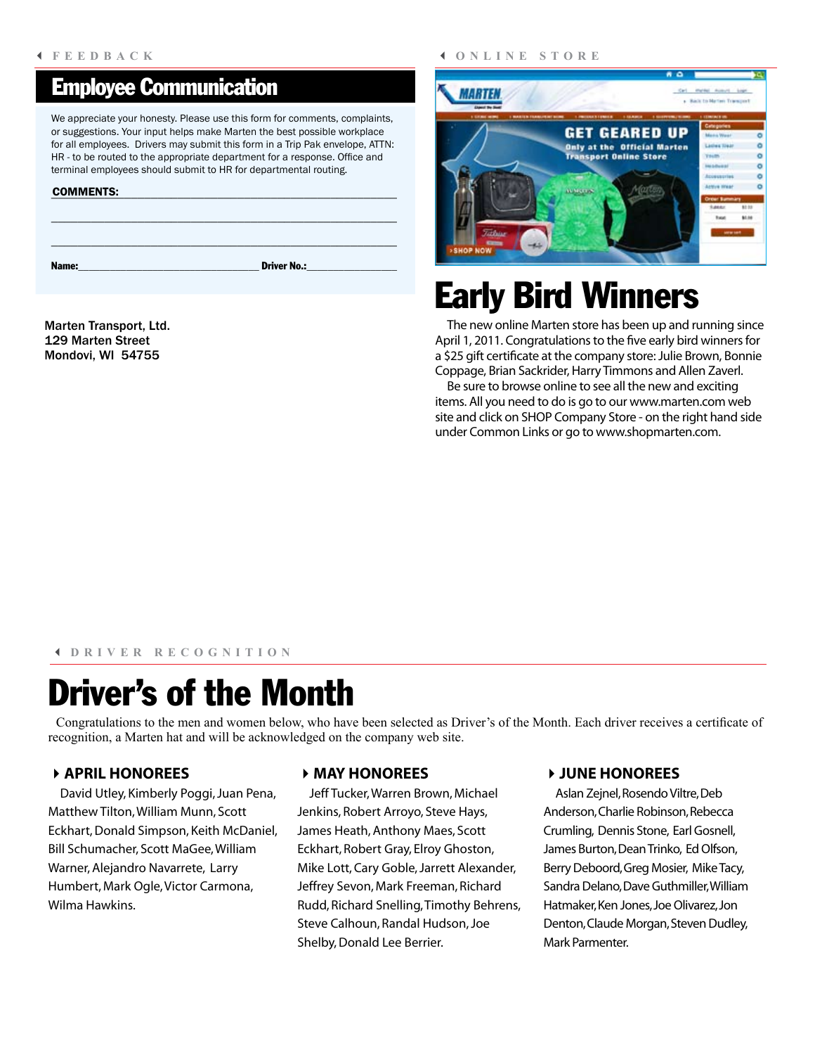FEEDBACK

## Employee Communication

We appreciate your honesty. Please use this form for comments, complaints, or suggestions. Your input helps make Marten the best possible workplace for all employees. Drivers may submit this form in a Trip Pak envelope, ATTN: HR - to be routed to the appropriate department for a response. Office and terminal employees should submit to HR for departmental routing.

**COMMENTS:**\_\_\_\_\_\_\_\_\_\_\_\_\_\_\_\_\_\_\_\_\_\_\_\_\_\_\_\_\_\_\_\_\_\_\_\_\_\_\_\_

\_\_\_\_\_\_\_\_\_\_\_\_\_\_\_\_\_\_\_\_\_\_\_\_\_\_\_\_\_\_\_\_\_\_\_\_\_\_\_\_\_\_\_\_\_\_\_\_\_\_

\_\_\_\_\_\_\_\_\_\_\_\_\_\_\_\_\_\_\_\_\_\_\_\_\_\_\_\_\_\_\_\_\_\_\_\_\_\_\_\_\_\_\_\_\_\_\_\_\_\_

**Name:**\_\_\_\_\_\_\_\_\_\_\_\_\_\_\_\_\_\_\_\_\_\_\_\_\_\_\_\_ **Driver No.:**\_\_\_\_\_\_\_\_\_\_\_\_\_\_

Marten Transport, Ltd.
129 Marten Street
Mondovi, WI 54755

ONLINE STORE

# Early Bird Winners

The new online Marten store has been up and running since April 1, 2011. Congratulations to the five early bird winners for a $25 gift certificate at the company store: Julie Brown, Bonnie Coppage, Brian Sackrider, Harry Timmons and Allen Zaverl.

Be sure to browse online to see all the new and exciting items. All you need to do is go to our www.marten.com web site and click on SHOP Company Store - on the right hand side under Common Links or go to www.shopmarten.com.

DRIVER RECOGNITION

# Driver's of the Month

Congratulations to the men and women below, who have been selected as Driver's of the Month. Each driver receives a certificate of recognition, a Marten hat and will be acknowledged on the company web site.

### APRIL HONOREES

David Utley, Kimberly Poggi, Juan Pena, Matthew Tilton, William Munn, Scott Eckhart, Donald Simpson, Keith McDaniel, Bill Schumacher, Scott MaGee, William Warner, Alejandro Navarrete, Larry Humbert, Mark Ogle, Victor Carmona, Wilma Hawkins.

### MAY HONOREES

Jeff Tucker, Warren Brown, Michael Jenkins, Robert Arroyo, Steve Hays, James Heath, Anthony Maes, Scott Eckhart, Robert Gray, Elroy Ghoston, Mike Lott, Cary Goble, Jarrett Alexander, Jeffrey Sevon, Mark Freeman, Richard Rudd, Richard Snelling, Timothy Behrens, Steve Calhoun, Randal Hudson, Joe Shelby, Donald Lee Berrier.

### JUNE HONOREES

Aslan Zejnel, Rosendo Viltre, Deb Anderson, Charlie Robinson, Rebecca Crumling, Dennis Stone, Earl Gosnell, James Burton, Dean Trinko, Ed Olfson, Berry Deboord, Greg Mosier, Mike Tacy, Sandra Delano, Dave Guthmiller, William Hatmaker, Ken Jones, Joe Olivarez, Jon Denton, Claude Morgan, Steven Dudley, Mark Parmenter.